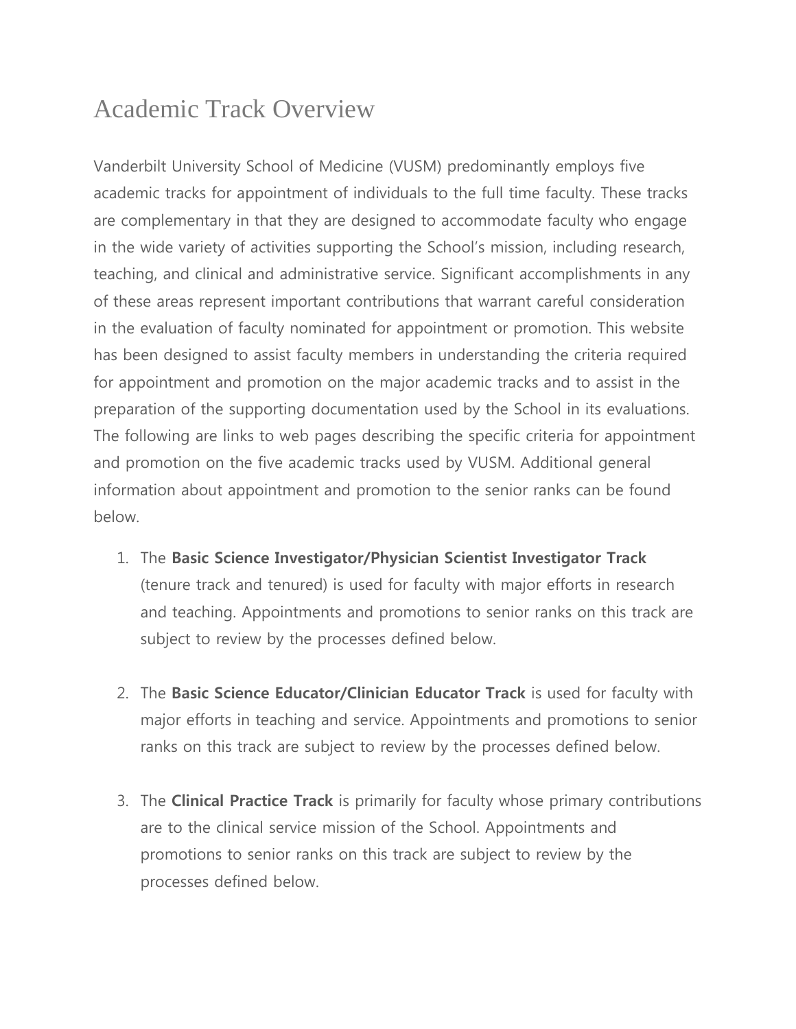# Academic Track Overview

Vanderbilt University School of Medicine (VUSM) predominantly employs five academic tracks for appointment of individuals to the full time faculty. These tracks are complementary in that they are designed to accommodate faculty who engage in the wide variety of activities supporting the School's mission, including research, teaching, and clinical and administrative service. Significant accomplishments in any of these areas represent important contributions that warrant careful consideration in the evaluation of faculty nominated for appointment or promotion. This website has been designed to assist faculty members in understanding the criteria required for appointment and promotion on the major academic tracks and to assist in the preparation of the supporting documentation used by the School in its evaluations. The following are links to web pages describing the specific criteria for appointment and promotion on the five academic tracks used by VUSM. Additional general information about appointment and promotion to the senior ranks can be found below.

1. The **Basic Science Investigator/Physician Scientist Investigator Track** (tenure track and tenured) is used for faculty with major efforts in research and teaching. Appointments and promotions to senior ranks on this track are subject to review by the processes defined below.

2. The **Basic Science Educator/Clinician Educator Track** is used for faculty with major efforts in teaching and service. Appointments and promotions to senior ranks on this track are subject to review by the processes defined below.

3. The **Clinical Practice Track** is primarily for faculty whose primary contributions are to the clinical service mission of the School. Appointments and promotions to senior ranks on this track are subject to review by the processes defined below.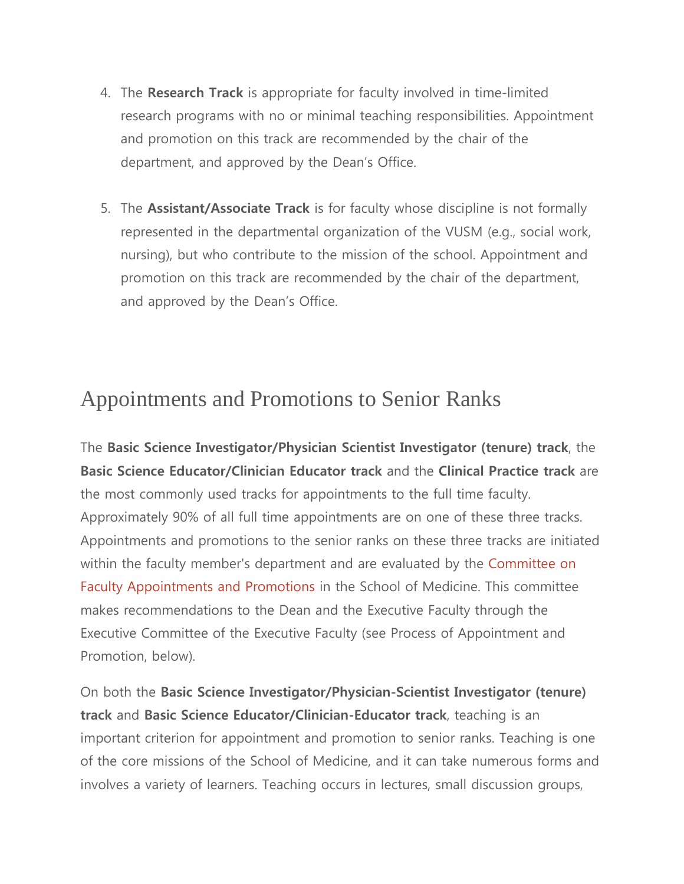4. The **Research Track** is appropriate for faculty involved in time-limited research programs with no or minimal teaching responsibilities. Appointment and promotion on this track are recommended by the chair of the department, and approved by the Dean's Office.

5. The **Assistant/Associate Track** is for faculty whose discipline is not formally represented in the departmental organization of the VUSM (e.g., social work, nursing), but who contribute to the mission of the school. Appointment and promotion on this track are recommended by the chair of the department, and approved by the Dean's Office.

## Appointments and Promotions to Senior Ranks

The **Basic Science Investigator/Physician Scientist Investigator (tenure) track**, the **Basic Science Educator/Clinician Educator track** and the **Clinical Practice track** are the most commonly used tracks for appointments to the full time faculty. Approximately 90% of all full time appointments are on one of these three tracks. Appointments and promotions to the senior ranks on these three tracks are initiated within the faculty member's department and are evaluated by the Committee on Faculty Appointments and Promotions in the School of Medicine. This committee makes recommendations to the Dean and the Executive Faculty through the Executive Committee of the Executive Faculty (see Process of Appointment and Promotion, below).

On both the **Basic Science Investigator/Physician-Scientist Investigator (tenure) track** and **Basic Science Educator/Clinician-Educator track**, teaching is an important criterion for appointment and promotion to senior ranks. Teaching is one of the core missions of the School of Medicine, and it can take numerous forms and involves a variety of learners. Teaching occurs in lectures, small discussion groups,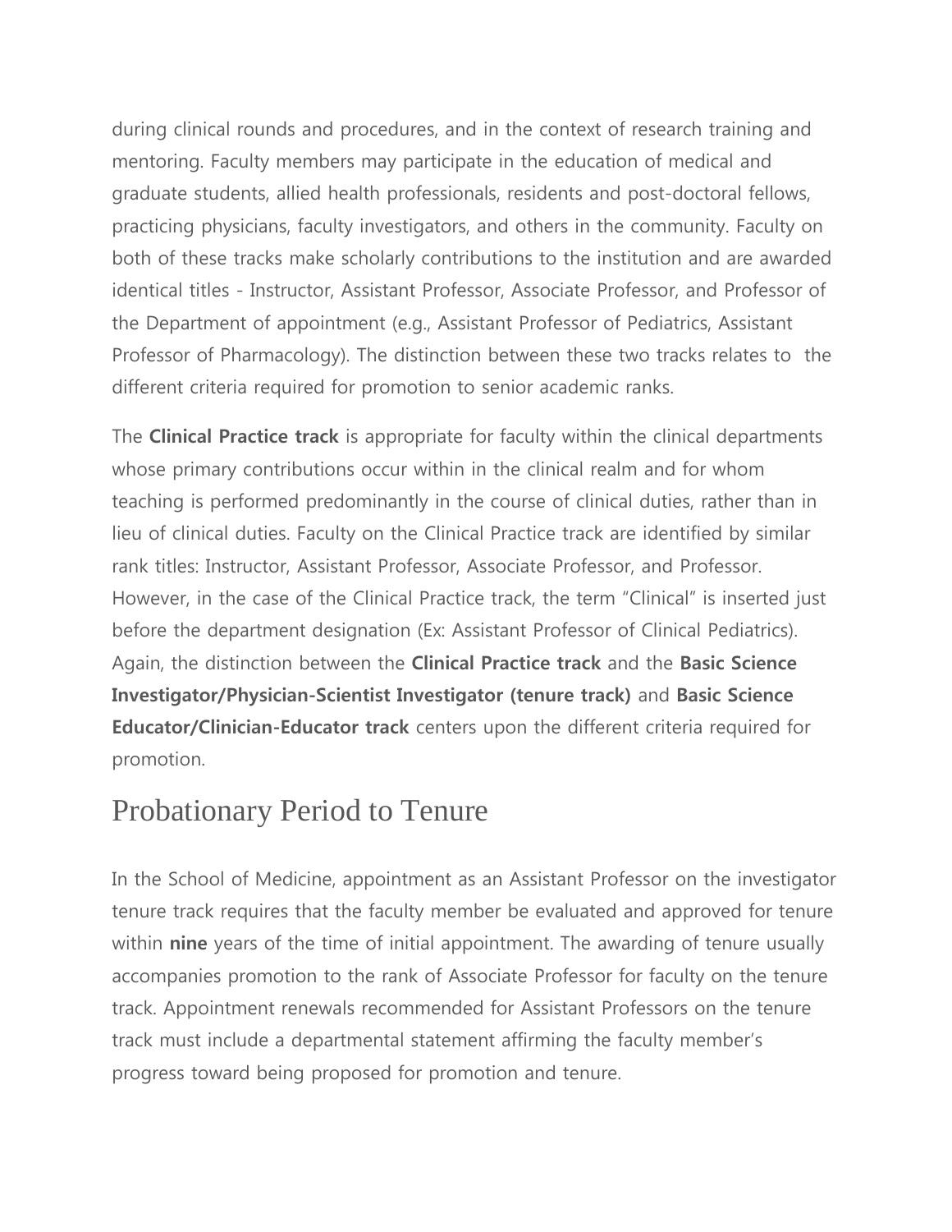during clinical rounds and procedures, and in the context of research training and mentoring. Faculty members may participate in the education of medical and graduate students, allied health professionals, residents and post-doctoral fellows, practicing physicians, faculty investigators, and others in the community. Faculty on both of these tracks make scholarly contributions to the institution and are awarded identical titles - Instructor, Assistant Professor, Associate Professor, and Professor of the Department of appointment (e.g., Assistant Professor of Pediatrics, Assistant Professor of Pharmacology). The distinction between these two tracks relates to the different criteria required for promotion to senior academic ranks.

The **Clinical Practice track** is appropriate for faculty within the clinical departments whose primary contributions occur within in the clinical realm and for whom teaching is performed predominantly in the course of clinical duties, rather than in lieu of clinical duties. Faculty on the Clinical Practice track are identified by similar rank titles: Instructor, Assistant Professor, Associate Professor, and Professor. However, in the case of the Clinical Practice track, the term "Clinical" is inserted just before the department designation (Ex: Assistant Professor of Clinical Pediatrics). Again, the distinction between the **Clinical Practice track** and the **Basic Science Investigator/Physician-Scientist Investigator (tenure track)** and **Basic Science Educator/Clinician-Educator track** centers upon the different criteria required for promotion.

## Probationary Period to Tenure

In the School of Medicine, appointment as an Assistant Professor on the investigator tenure track requires that the faculty member be evaluated and approved for tenure within **nine** years of the time of initial appointment. The awarding of tenure usually accompanies promotion to the rank of Associate Professor for faculty on the tenure track. Appointment renewals recommended for Assistant Professors on the tenure track must include a departmental statement affirming the faculty member's progress toward being proposed for promotion and tenure.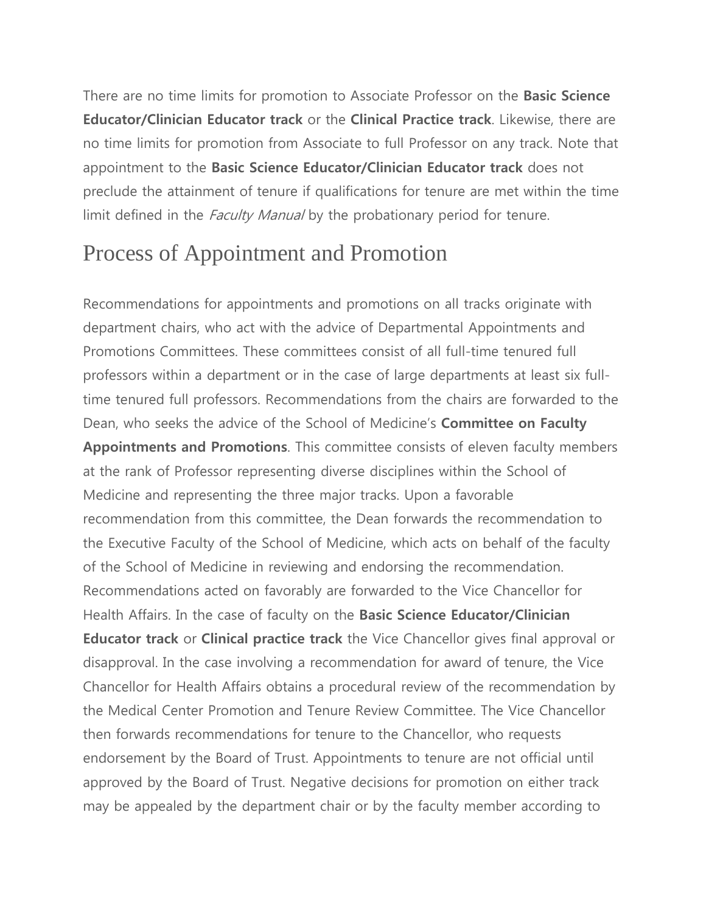There are no time limits for promotion to Associate Professor on the **Basic Science Educator/Clinician Educator track** or the **Clinical Practice track**. Likewise, there are no time limits for promotion from Associate to full Professor on any track. Note that appointment to the **Basic Science Educator/Clinician Educator track** does not preclude the attainment of tenure if qualifications for tenure are met within the time limit defined in the *Faculty Manual* by the probationary period for tenure.

## Process of Appointment and Promotion

Recommendations for appointments and promotions on all tracks originate with department chairs, who act with the advice of Departmental Appointments and Promotions Committees. These committees consist of all full-time tenured full professors within a department or in the case of large departments at least six full-time tenured full professors. Recommendations from the chairs are forwarded to the Dean, who seeks the advice of the School of Medicine's **Committee on Faculty Appointments and Promotions**. This committee consists of eleven faculty members at the rank of Professor representing diverse disciplines within the School of Medicine and representing the three major tracks. Upon a favorable recommendation from this committee, the Dean forwards the recommendation to the Executive Faculty of the School of Medicine, which acts on behalf of the faculty of the School of Medicine in reviewing and endorsing the recommendation. Recommendations acted on favorably are forwarded to the Vice Chancellor for Health Affairs. In the case of faculty on the **Basic Science Educator/Clinician Educator track** or **Clinical practice track** the Vice Chancellor gives final approval or disapproval. In the case involving a recommendation for award of tenure, the Vice Chancellor for Health Affairs obtains a procedural review of the recommendation by the Medical Center Promotion and Tenure Review Committee. The Vice Chancellor then forwards recommendations for tenure to the Chancellor, who requests endorsement by the Board of Trust. Appointments to tenure are not official until approved by the Board of Trust. Negative decisions for promotion on either track may be appealed by the department chair or by the faculty member according to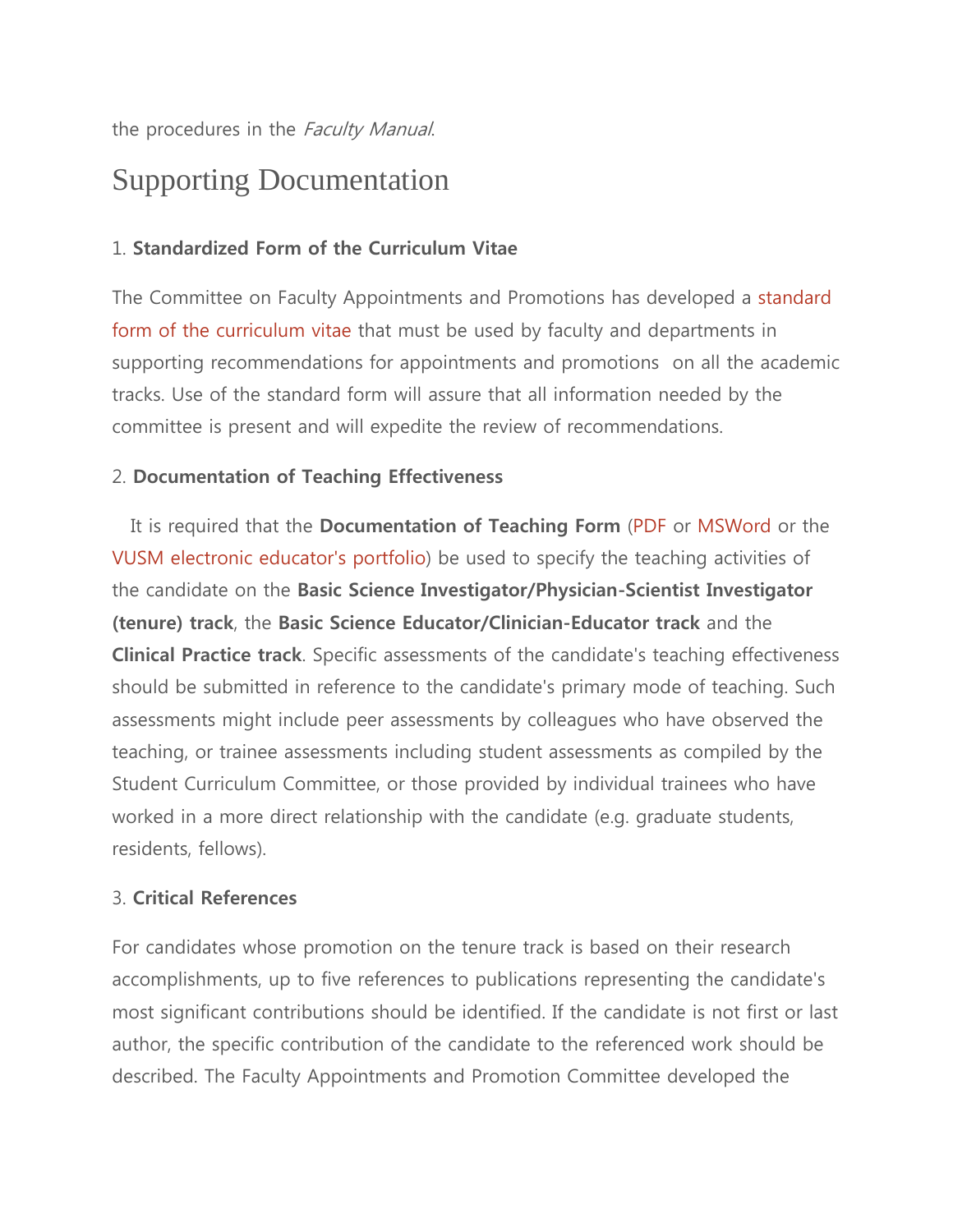the procedures in the *Faculty Manual*.

## Supporting Documentation

1. **Standardized Form of the Curriculum Vitae**

The Committee on Faculty Appointments and Promotions has developed a standard form of the curriculum vitae that must be used by faculty and departments in supporting recommendations for appointments and promotions on all the academic tracks. Use of the standard form will assure that all information needed by the committee is present and will expedite the review of recommendations.

2. **Documentation of Teaching Effectiveness**

It is required that the **Documentation of Teaching Form** (PDF or MSWord or the VUSM electronic educator's portfolio) be used to specify the teaching activities of the candidate on the **Basic Science Investigator/Physician-Scientist Investigator (tenure) track**, the **Basic Science Educator/Clinician-Educator track** and the **Clinical Practice track**. Specific assessments of the candidate's teaching effectiveness should be submitted in reference to the candidate's primary mode of teaching. Such assessments might include peer assessments by colleagues who have observed the teaching, or trainee assessments including student assessments as compiled by the Student Curriculum Committee, or those provided by individual trainees who have worked in a more direct relationship with the candidate (e.g. graduate students, residents, fellows).

3. **Critical References**

For candidates whose promotion on the tenure track is based on their research accomplishments, up to five references to publications representing the candidate's most significant contributions should be identified. If the candidate is not first or last author, the specific contribution of the candidate to the referenced work should be described. The Faculty Appointments and Promotion Committee developed the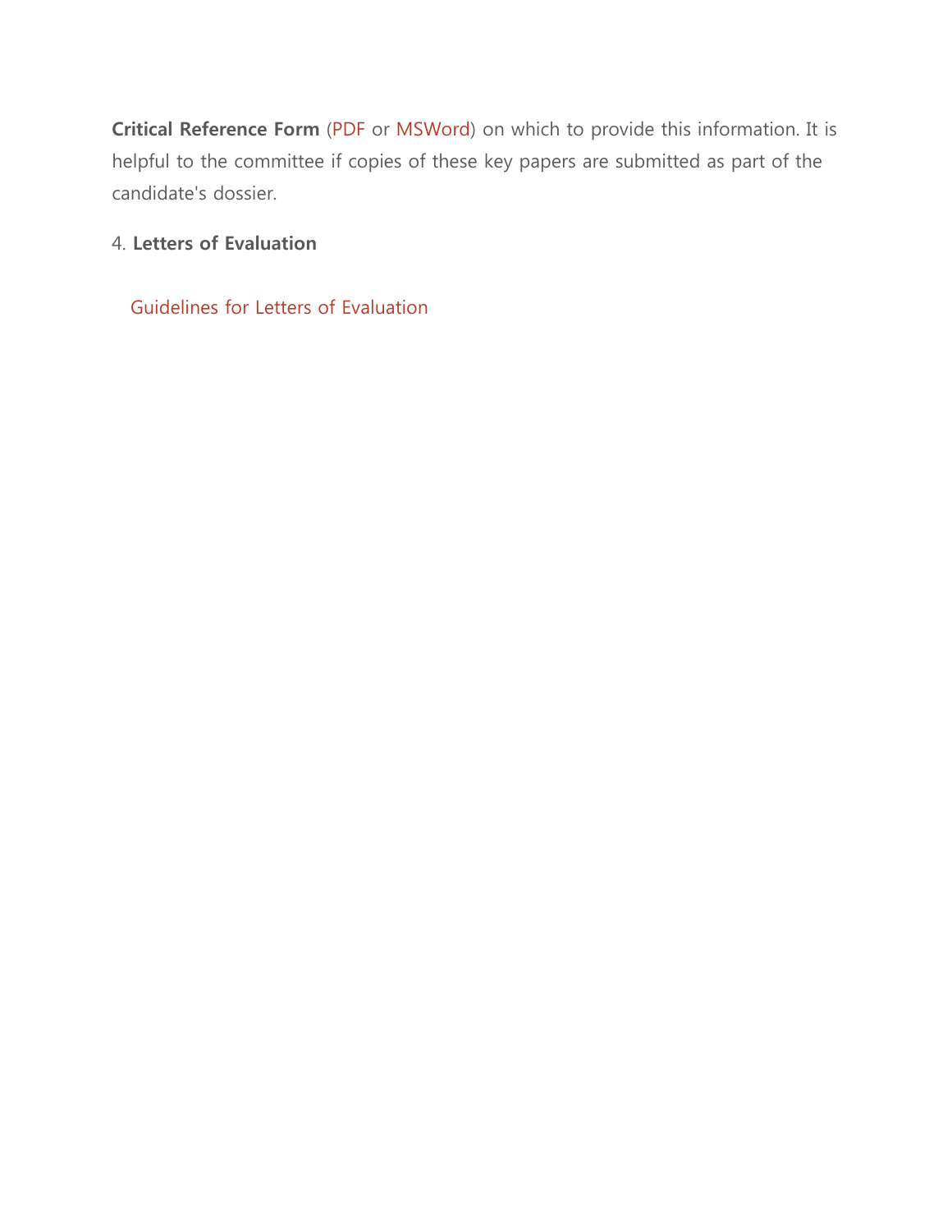**Critical Reference Form** (PDF or MSWord) on which to provide this information. It is helpful to the committee if copies of these key papers are submitted as part of the candidate's dossier.

4. **Letters of Evaluation**

Guidelines for Letters of Evaluation